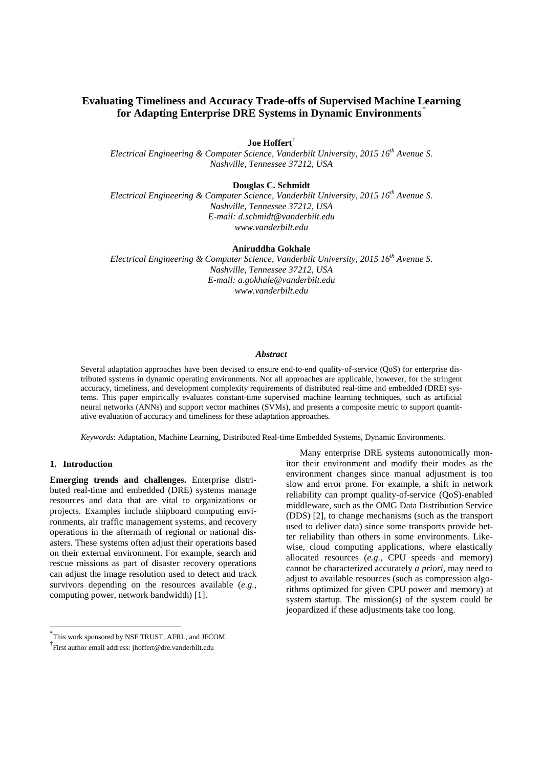# Evaluating Timeliness and Accuracy Trade-offs of Supervised Machine Learning for Adapting Enterprise DRE Systems in Dynamic Environments[*]

**Joe Hoffert**[†]

*Electrical Engineering & Computer Science, Vanderbilt University, 2015 16th Avenue S. Nashville, Tennessee 37212, USA*

**Douglas C. Schmidt**

*Electrical Engineering & Computer Science, Vanderbilt University, 2015 16th Avenue S. Nashville, Tennessee 37212, USA*
*E-mail: d.schmidt@vanderbilt.edu*
*www.vanderbilt.edu*

**Aniruddha Gokhale**

*Electrical Engineering & Computer Science, Vanderbilt University, 2015 16th Avenue S. Nashville, Tennessee 37212, USA*
*E-mail: a.gokhale@vanderbilt.edu*
*www.vanderbilt.edu*

### *Abstract*

Several adaptation approaches have been devised to ensure end-to-end quality-of-service (QoS) for enterprise distributed systems in dynamic operating environments. Not all approaches are applicable, however, for the stringent accuracy, timeliness, and development complexity requirements of distributed real-time and embedded (DRE) systems. This paper empirically evaluates constant-time supervised machine learning techniques, such as artificial neural networks (ANNs) and support vector machines (SVMs), and presents a composite metric to support quantitative evaluation of accuracy and timeliness for these adaptation approaches.

*Keywords*: Adaptation, Machine Learning, Distributed Real-time Embedded Systems, Dynamic Environments.

## 1. Introduction

**Emerging trends and challenges.** Enterprise distributed real-time and embedded (DRE) systems manage resources and data that are vital to organizations or projects. Examples include shipboard computing environments, air traffic management systems, and recovery operations in the aftermath of regional or national disasters. These systems often adjust their operations based on their external environment. For example, search and rescue missions as part of disaster recovery operations can adjust the image resolution used to detect and track survivors depending on the resources available (*e.g.*, computing power, network bandwidth) [1].

Many enterprise DRE systems autonomically monitor their environment and modify their modes as the environment changes since manual adjustment is too slow and error prone. For example, a shift in network reliability can prompt quality-of-service (QoS)-enabled middleware, such as the OMG Data Distribution Service (DDS) [2], to change mechanisms (such as the transport used to deliver data) since some transports provide better reliability than others in some environments. Likewise, cloud computing applications, where elastically allocated resources (*e.g.*, CPU speeds and memory) cannot be characterized accurately *a priori*, may need to adjust to available resources (such as compression algorithms optimized for given CPU power and memory) at system startup. The mission(s) of the system could be jeopardized if these adjustments take too long.

[*] This work sponsored by NSF TRUST, AFRL, and JFCOM.

[†] First author email address: jhoffert@dre.vanderbilt.edu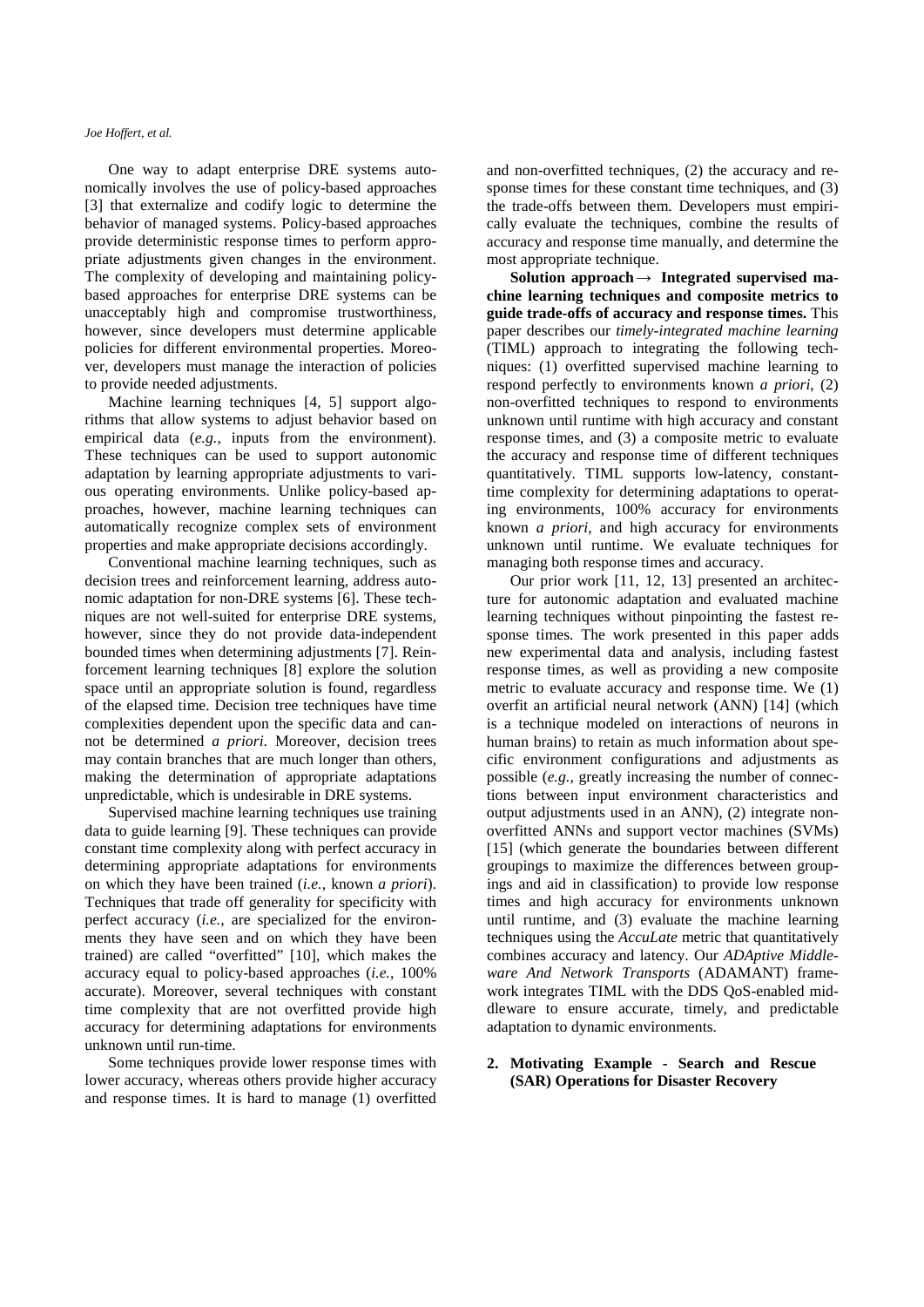One way to adapt enterprise DRE systems autonomically involves the use of policy-based approaches [3] that externalize and codify logic to determine the behavior of managed systems. Policy-based approaches provide deterministic response times to perform appropriate adjustments given changes in the environment. The complexity of developing and maintaining policy-based approaches for enterprise DRE systems can be unacceptably high and compromise trustworthiness, however, since developers must determine applicable policies for different environmental properties. Moreover, developers must manage the interaction of policies to provide needed adjustments.

Machine learning techniques [4, 5] support algorithms that allow systems to adjust behavior based on empirical data (*e.g.*, inputs from the environment). These techniques can be used to support autonomic adaptation by learning appropriate adjustments to various operating environments. Unlike policy-based approaches, however, machine learning techniques can automatically recognize complex sets of environment properties and make appropriate decisions accordingly.

Conventional machine learning techniques, such as decision trees and reinforcement learning, address autonomic adaptation for non-DRE systems [6]. These techniques are not well-suited for enterprise DRE systems, however, since they do not provide data-independent bounded times when determining adjustments [7]. Reinforcement learning techniques [8] explore the solution space until an appropriate solution is found, regardless of the elapsed time. Decision tree techniques have time complexities dependent upon the specific data and cannot be determined *a priori*. Moreover, decision trees may contain branches that are much longer than others, making the determination of appropriate adaptations unpredictable, which is undesirable in DRE systems.

Supervised machine learning techniques use training data to guide learning [9]. These techniques can provide constant time complexity along with perfect accuracy in determining appropriate adaptations for environments on which they have been trained (*i.e.*, known *a priori*). Techniques that trade off generality for specificity with perfect accuracy (*i.e.*, are specialized for the environments they have seen and on which they have been trained) are called "overfitted" [10], which makes the accuracy equal to policy-based approaches (*i.e.*, 100% accurate). Moreover, several techniques with constant time complexity that are not overfitted provide high accuracy for determining adaptations for environments unknown until run-time.

Some techniques provide lower response times with lower accuracy, whereas others provide higher accuracy and response times. It is hard to manage (1) overfitted and non-overfitted techniques, (2) the accuracy and response times for these constant time techniques, and (3) the trade-offs between them. Developers must empirically evaluate the techniques, combine the results of accuracy and response time manually, and determine the most appropriate technique.

**Solution approach → Integrated supervised machine learning techniques and composite metrics to guide trade-offs of accuracy and response times.** This paper describes our *timely-integrated machine learning* (TIML) approach to integrating the following techniques: (1) overfitted supervised machine learning to respond perfectly to environments known *a priori*, (2) non-overfitted techniques to respond to environments unknown until runtime with high accuracy and constant response times, and (3) a composite metric to evaluate the accuracy and response time of different techniques quantitatively. TIML supports low-latency, constant-time complexity for determining adaptations to operating environments, 100% accuracy for environments known *a priori*, and high accuracy for environments unknown until runtime. We evaluate techniques for managing both response times and accuracy.

Our prior work [11, 12, 13] presented an architecture for autonomic adaptation and evaluated machine learning techniques without pinpointing the fastest response times. The work presented in this paper adds new experimental data and analysis, including fastest response times, as well as providing a new composite metric to evaluate accuracy and response time. We (1) overfit an artificial neural network (ANN) [14] (which is a technique modeled on interactions of neurons in human brains) to retain as much information about specific environment configurations and adjustments as possible (*e.g.*, greatly increasing the number of connections between input environment characteristics and output adjustments used in an ANN), (2) integrate non-overfitted ANNs and support vector machines (SVMs) [15] (which generate the boundaries between different groupings to maximize the differences between groupings and aid in classification) to provide low response times and high accuracy for environments unknown until runtime, and (3) evaluate the machine learning techniques using the *AccuLate* metric that quantitatively combines accuracy and latency. Our *ADAptive Middleware And Network Transports* (ADAMANT) framework integrates TIML with the DDS QoS-enabled middleware to ensure accurate, timely, and predictable adaptation to dynamic environments.

## 2. Motivating Example - Search and Rescue (SAR) Operations for Disaster Recovery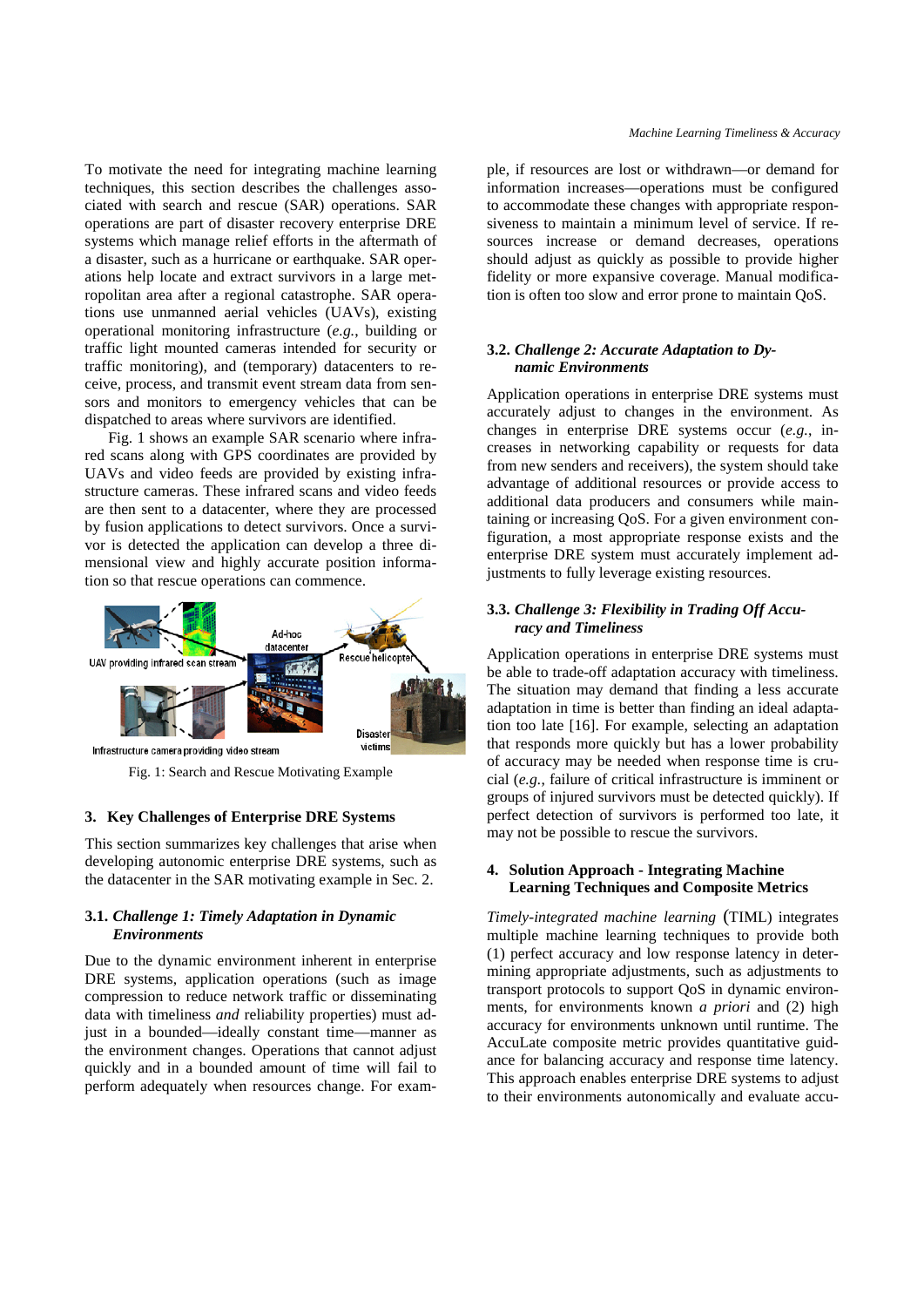To motivate the need for integrating machine learning techniques, this section describes the challenges associated with search and rescue (SAR) operations. SAR operations are part of disaster recovery enterprise DRE systems which manage relief efforts in the aftermath of a disaster, such as a hurricane or earthquake. SAR operations help locate and extract survivors in a large metropolitan area after a regional catastrophe. SAR operations use unmanned aerial vehicles (UAVs), existing operational monitoring infrastructure (*e.g.*, building or traffic light mounted cameras intended for security or traffic monitoring), and (temporary) datacenters to receive, process, and transmit event stream data from sensors and monitors to emergency vehicles that can be dispatched to areas where survivors are identified.

Fig. 1 shows an example SAR scenario where infrared scans along with GPS coordinates are provided by UAVs and video feeds are provided by existing infrastructure cameras. These infrared scans and video feeds are then sent to a datacenter, where they are processed by fusion applications to detect survivors. Once a survivor is detected the application can develop a three dimensional view and highly accurate position information so that rescue operations can commence.

UAV providing infrared scan stream
Ad-hoc datacenter
Rescue helicopter
Infrastructure camera providing video stream
Disaster victims

Fig. 1: Search and Rescue Motivating Example

## 3. Key Challenges of Enterprise DRE Systems

This section summarizes key challenges that arise when developing autonomic enterprise DRE systems, such as the datacenter in the SAR motivating example in Sec. 2.

### 3.1. *Challenge 1: Timely Adaptation in Dynamic Environments*

Due to the dynamic environment inherent in enterprise DRE systems, application operations (such as image compression to reduce network traffic or disseminating data with timeliness *and* reliability properties) must adjust in a bounded—ideally constant time—manner as the environment changes. Operations that cannot adjust quickly and in a bounded amount of time will fail to perform adequately when resources change. For example, if resources are lost or withdrawn—or demand for information increases—operations must be configured to accommodate these changes with appropriate responsiveness to maintain a minimum level of service. If resources increase or demand decreases, operations should adjust as quickly as possible to provide higher fidelity or more expansive coverage. Manual modification is often too slow and error prone to maintain QoS.

### 3.2. *Challenge 2: Accurate Adaptation to Dynamic Environments*

Application operations in enterprise DRE systems must accurately adjust to changes in the environment. As changes in enterprise DRE systems occur (*e.g.*, increases in networking capability or requests for data from new senders and receivers), the system should take advantage of additional resources or provide access to additional data producers and consumers while maintaining or increasing QoS. For a given environment configuration, a most appropriate response exists and the enterprise DRE system must accurately implement adjustments to fully leverage existing resources.

### 3.3. *Challenge 3: Flexibility in Trading Off Accuracy and Timeliness*

Application operations in enterprise DRE systems must be able to trade-off adaptation accuracy with timeliness. The situation may demand that finding a less accurate adaptation in time is better than finding an ideal adaptation too late [16]. For example, selecting an adaptation that responds more quickly but has a lower probability of accuracy may be needed when response time is crucial (*e.g.,* failure of critical infrastructure is imminent or groups of injured survivors must be detected quickly). If perfect detection of survivors is performed too late, it may not be possible to rescue the survivors.

## 4. Solution Approach - Integrating Machine Learning Techniques and Composite Metrics

*Timely-integrated machine learning* (TIML) integrates multiple machine learning techniques to provide both (1) perfect accuracy and low response latency in determining appropriate adjustments, such as adjustments to transport protocols to support QoS in dynamic environments, for environments known *a priori* and (2) high accuracy for environments unknown until runtime. The AccuLate composite metric provides quantitative guidance for balancing accuracy and response time latency. This approach enables enterprise DRE systems to adjust to their environments autonomically and evaluate accu-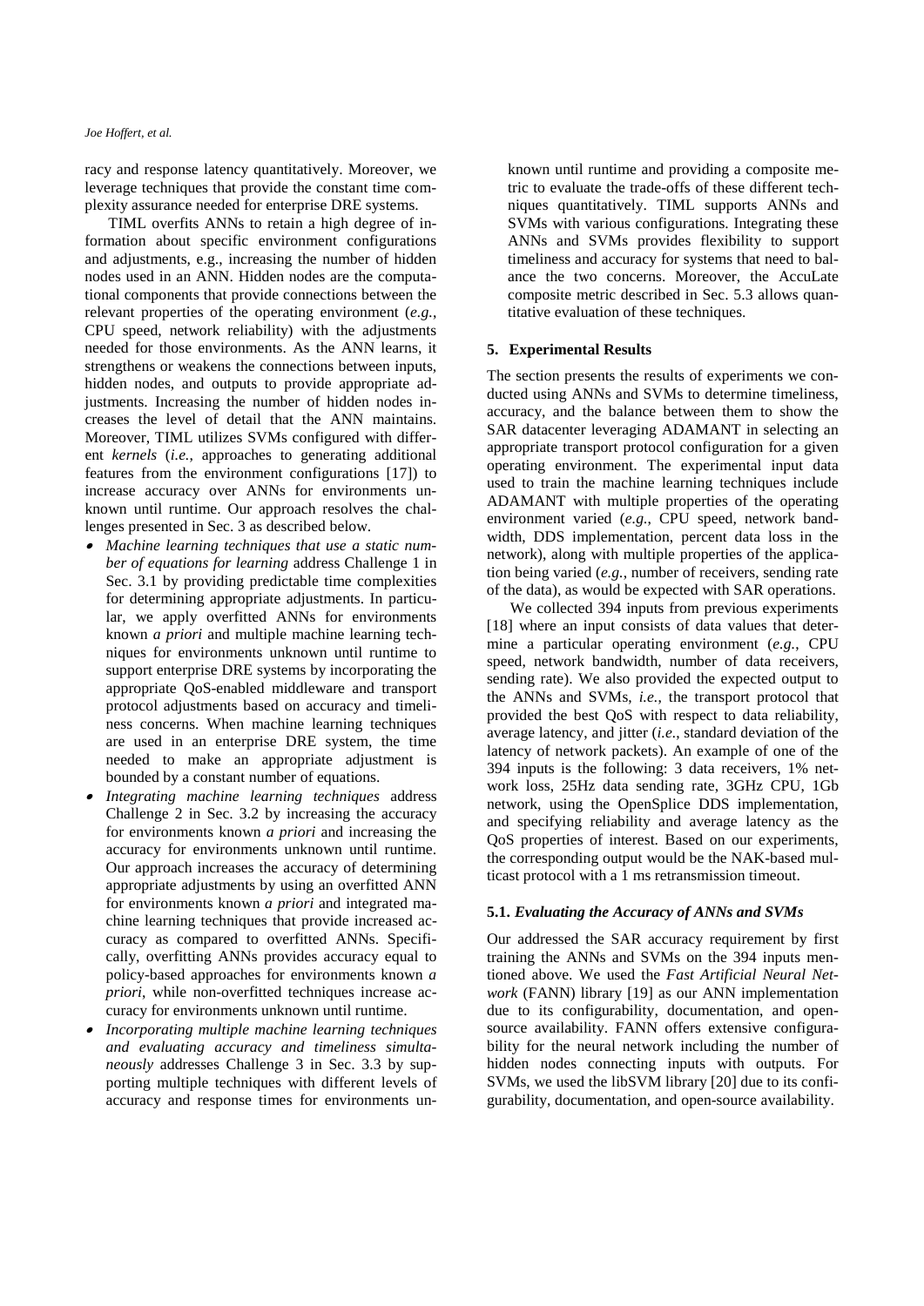racy and response latency quantitatively. Moreover, we leverage techniques that provide the constant time complexity assurance needed for enterprise DRE systems.

TIML overfits ANNs to retain a high degree of information about specific environment configurations and adjustments, e.g., increasing the number of hidden nodes used in an ANN. Hidden nodes are the computational components that provide connections between the relevant properties of the operating environment (*e.g.*, CPU speed, network reliability) with the adjustments needed for those environments. As the ANN learns, it strengthens or weakens the connections between inputs, hidden nodes, and outputs to provide appropriate adjustments. Increasing the number of hidden nodes increases the level of detail that the ANN maintains. Moreover, TIML utilizes SVMs configured with different *kernels* (*i.e.*, approaches to generating additional features from the environment configurations [17]) to increase accuracy over ANNs for environments unknown until runtime. Our approach resolves the challenges presented in Sec. 3 as described below.

- *Machine learning techniques that use a static number of equations for learning* address Challenge 1 in Sec. 3.1 by providing predictable time complexities for determining appropriate adjustments. In particular, we apply overfitted ANNs for environments known *a priori* and multiple machine learning techniques for environments unknown until runtime to support enterprise DRE systems by incorporating the appropriate QoS-enabled middleware and transport protocol adjustments based on accuracy and timeliness concerns. When machine learning techniques are used in an enterprise DRE system, the time needed to make an appropriate adjustment is bounded by a constant number of equations.
- *Integrating machine learning techniques* address Challenge 2 in Sec. 3.2 by increasing the accuracy for environments known *a priori* and increasing the accuracy for environments unknown until runtime. Our approach increases the accuracy of determining appropriate adjustments by using an overfitted ANN for environments known *a priori* and integrated machine learning techniques that provide increased accuracy as compared to overfitted ANNs. Specifically, overfitting ANNs provides accuracy equal to policy-based approaches for environments known *a priori*, while non-overfitted techniques increase accuracy for environments unknown until runtime.
- *Incorporating multiple machine learning techniques and evaluating accuracy and timeliness simultaneously* addresses Challenge 3 in Sec. 3.3 by supporting multiple techniques with different levels of accuracy and response times for environments unknown until runtime and providing a composite metric to evaluate the trade-offs of these different techniques quantitatively. TIML supports ANNs and SVMs with various configurations. Integrating these ANNs and SVMs provides flexibility to support timeliness and accuracy for systems that need to balance the two concerns. Moreover, the AccuLate composite metric described in Sec. 5.3 allows quantitative evaluation of these techniques.

## 5. Experimental Results

The section presents the results of experiments we conducted using ANNs and SVMs to determine timeliness, accuracy, and the balance between them to show the SAR datacenter leveraging ADAMANT in selecting an appropriate transport protocol configuration for a given operating environment. The experimental input data used to train the machine learning techniques include ADAMANT with multiple properties of the operating environment varied (*e.g.*, CPU speed, network bandwidth, DDS implementation, percent data loss in the network), along with multiple properties of the application being varied (*e.g.*, number of receivers, sending rate of the data), as would be expected with SAR operations.

We collected 394 inputs from previous experiments [18] where an input consists of data values that determine a particular operating environment (*e.g.*, CPU speed, network bandwidth, number of data receivers, sending rate). We also provided the expected output to the ANNs and SVMs, *i.e.*, the transport protocol that provided the best QoS with respect to data reliability, average latency, and jitter (*i.e.*, standard deviation of the latency of network packets). An example of one of the 394 inputs is the following: 3 data receivers, 1% network loss, 25Hz data sending rate, 3GHz CPU, 1Gb network, using the OpenSplice DDS implementation, and specifying reliability and average latency as the QoS properties of interest. Based on our experiments, the corresponding output would be the NAK-based multicast protocol with a 1 ms retransmission timeout.

### 5.1. *Evaluating the Accuracy of ANNs and SVMs*

Our addressed the SAR accuracy requirement by first training the ANNs and SVMs on the 394 inputs mentioned above. We used the *Fast Artificial Neural Network* (FANN) library [19] as our ANN implementation due to its configurability, documentation, and open-source availability. FANN offers extensive configurability for the neural network including the number of hidden nodes connecting inputs with outputs. For SVMs, we used the libSVM library [20] due to its configurability, documentation, and open-source availability.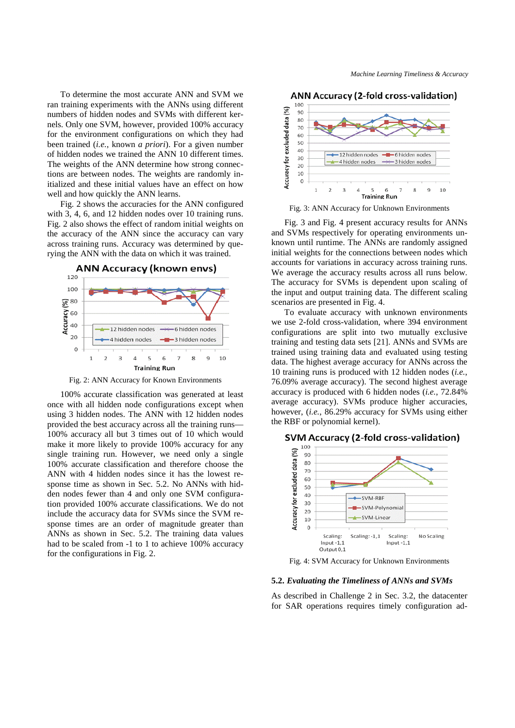To determine the most accurate ANN and SVM we ran training experiments with the ANNs using different numbers of hidden nodes and SVMs with different kernels. Only one SVM, however, provided 100% accuracy for the environment configurations on which they had been trained (*i.e.*, known *a priori*). For a given number of hidden nodes we trained the ANN 10 different times. The weights of the ANN determine how strong connections are between nodes. The weights are randomly initialized and these initial values have an effect on how well and how quickly the ANN learns.

Fig. 2 shows the accuracies for the ANN configured with 3, 4, 6, and 12 hidden nodes over 10 training runs. Fig. 2 also shows the effect of random initial weights on the accuracy of the ANN since the accuracy can vary across training runs. Accuracy was determined by querying the ANN with the data on which it was trained.

Fig. 2: ANN Accuracy for Known Environments

100% accurate classification was generated at least once with all hidden node configurations except when using 3 hidden nodes. The ANN with 12 hidden nodes provided the best accuracy across all the training runs—100% accuracy all but 3 times out of 10 which would make it more likely to provide 100% accuracy for any single training run. However, we need only a single 100% accurate classification and therefore choose the ANN with 4 hidden nodes since it has the lowest response time as shown in Sec. 5.2. No ANNs with hidden nodes fewer than 4 and only one SVM configuration provided 100% accurate classifications. We do not include the accuracy data for SVMs since the SVM response times are an order of magnitude greater than ANNs as shown in Sec. 5.2. The training data values had to be scaled from -1 to 1 to achieve 100% accuracy for the configurations in Fig. 2.

Fig. 3: ANN Accuracy for Unknown Environments

Fig. 3 and Fig. 4 present accuracy results for ANNs and SVMs respectively for operating environments unknown until runtime. The ANNs are randomly assigned initial weights for the connections between nodes which accounts for variations in accuracy across training runs. We average the accuracy results across all runs below. The accuracy for SVMs is dependent upon scaling of the input and output training data. The different scaling scenarios are presented in Fig. 4.

To evaluate accuracy with unknown environments we use 2-fold cross-validation, where 394 environment configurations are split into two mutually exclusive training and testing data sets [21]. ANNs and SVMs are trained using training data and evaluated using testing data. The highest average accuracy for ANNs across the 10 training runs is produced with 12 hidden nodes (*i.e.*, 76.09% average accuracy). The second highest average accuracy is produced with 6 hidden nodes (*i.e.*, 72.84% average accuracy). SVMs produce higher accuracies, however, (*i.e.*, 86.29% accuracy for SVMs using either the RBF or polynomial kernel).

Fig. 4: SVM Accuracy for Unknown Environments

### 5.2. *Evaluating the Timeliness of ANNs and SVMs*

As described in Challenge 2 in Sec. 3.2, the datacenter for SAR operations requires timely configuration ad-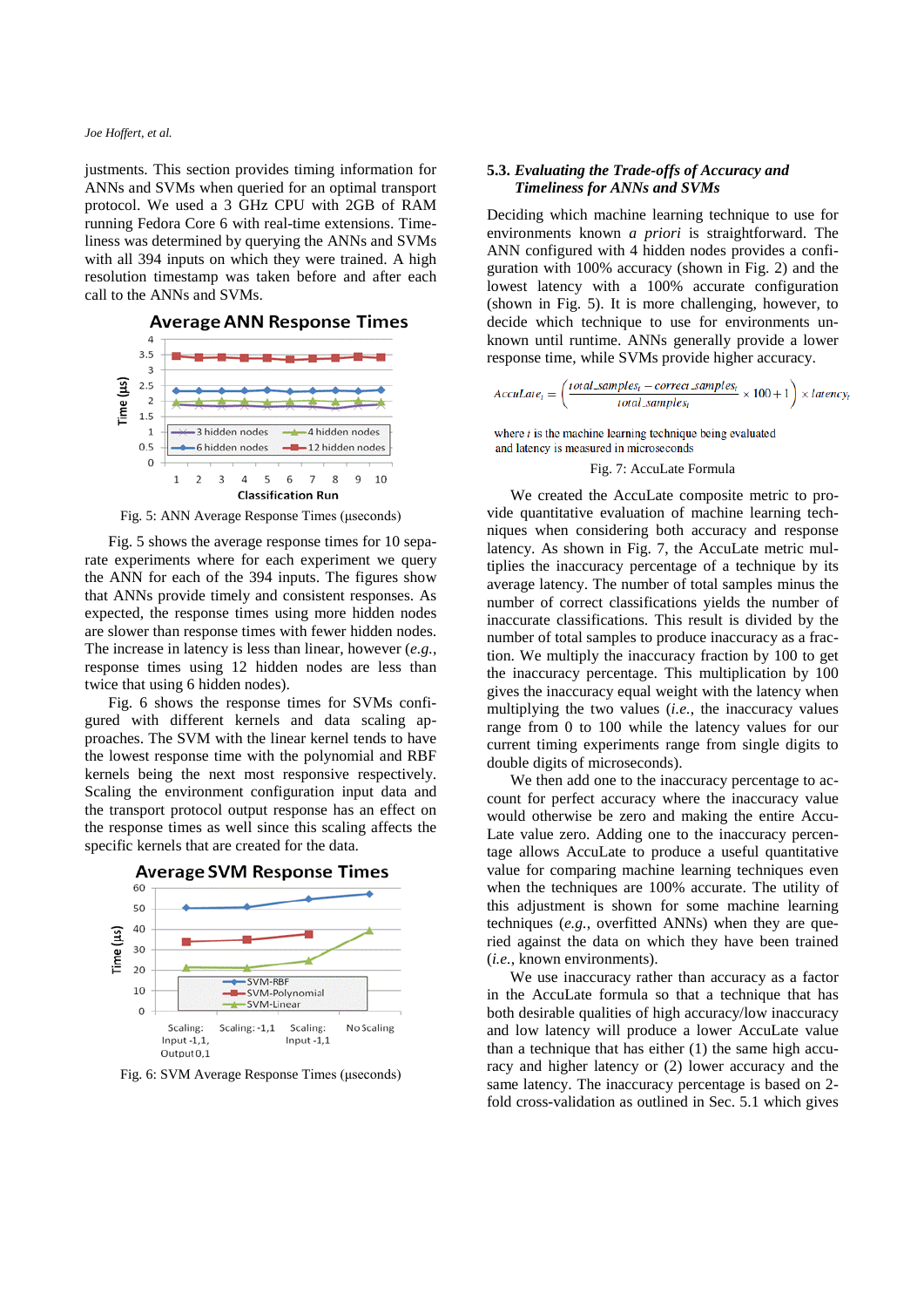justments. This section provides timing information for ANNs and SVMs when queried for an optimal transport protocol. We used a 3 GHz CPU with 2GB of RAM running Fedora Core 6 with real-time extensions. Timeliness was determined by querying the ANNs and SVMs with all 394 inputs on which they were trained. A high resolution timestamp was taken before and after each call to the ANNs and SVMs.

Fig. 5: ANN Average Response Times (μseconds)

Fig. 5 shows the average response times for 10 separate experiments where for each experiment we query the ANN for each of the 394 inputs. The figures show that ANNs provide timely and consistent responses. As expected, the response times using more hidden nodes are slower than response times with fewer hidden nodes. The increase in latency is less than linear, however (*e.g.*, response times using 12 hidden nodes are less than twice that using 6 hidden nodes).

Fig. 6 shows the response times for SVMs configured with different kernels and data scaling approaches. The SVM with the linear kernel tends to have the lowest response time with the polynomial and RBF kernels being the next most responsive respectively. Scaling the environment configuration input data and the transport protocol output response has an effect on the response times as well since this scaling affects the specific kernels that are created for the data.

Fig. 6: SVM Average Response Times (μseconds)

### 5.3. *Evaluating the Trade-offs of Accuracy and Timeliness for ANNs and SVMs*

Deciding which machine learning technique to use for environments known *a priori* is straightforward. The ANN configured with 4 hidden nodes provides a configuration with 100% accuracy (shown in Fig. 2) and the lowest latency with a 100% accurate configuration (shown in Fig. 5). It is more challenging, however, to decide which technique to use for environments unknown until runtime. ANNs generally provide a lower response time, while SVMs provide higher accuracy.

$$AccuLate_i = \left( \frac{total\_samples_i - correct\_samples_i}{total\_samples_i} \times 100 + 1 \right) \times latency_i$$

where $i$ is the machine learning technique being evaluated and latency is measured in microseconds

Fig. 7: AccuLate Formula

We created the AccuLate composite metric to provide quantitative evaluation of machine learning techniques when considering both accuracy and response latency. As shown in Fig. 7, the AccuLate metric multiplies the inaccuracy percentage of a technique by its average latency. The number of total samples minus the number of correct classifications yields the number of inaccurate classifications. This result is divided by the number of total samples to produce inaccuracy as a fraction. We multiply the inaccuracy fraction by 100 to get the inaccuracy percentage. This multiplication by 100 gives the inaccuracy equal weight with the latency when multiplying the two values (*i.e.*, the inaccuracy values range from 0 to 100 while the latency values for our current timing experiments range from single digits to double digits of microseconds).

We then add one to the inaccuracy percentage to account for perfect accuracy where the inaccuracy value would otherwise be zero and making the entire AccuLate value zero. Adding one to the inaccuracy percentage allows AccuLate to produce a useful quantitative value for comparing machine learning techniques even when the techniques are 100% accurate. The utility of this adjustment is shown for some machine learning techniques (*e.g.*, overfitted ANNs) when they are queried against the data on which they have been trained (*i.e.*, known environments).

We use inaccuracy rather than accuracy as a factor in the AccuLate formula so that a technique that has both desirable qualities of high accuracy/low inaccuracy and low latency will produce a lower AccuLate value than a technique that has either (1) the same high accuracy and higher latency or (2) lower accuracy and the same latency. The inaccuracy percentage is based on 2-fold cross-validation as outlined in Sec. 5.1 which gives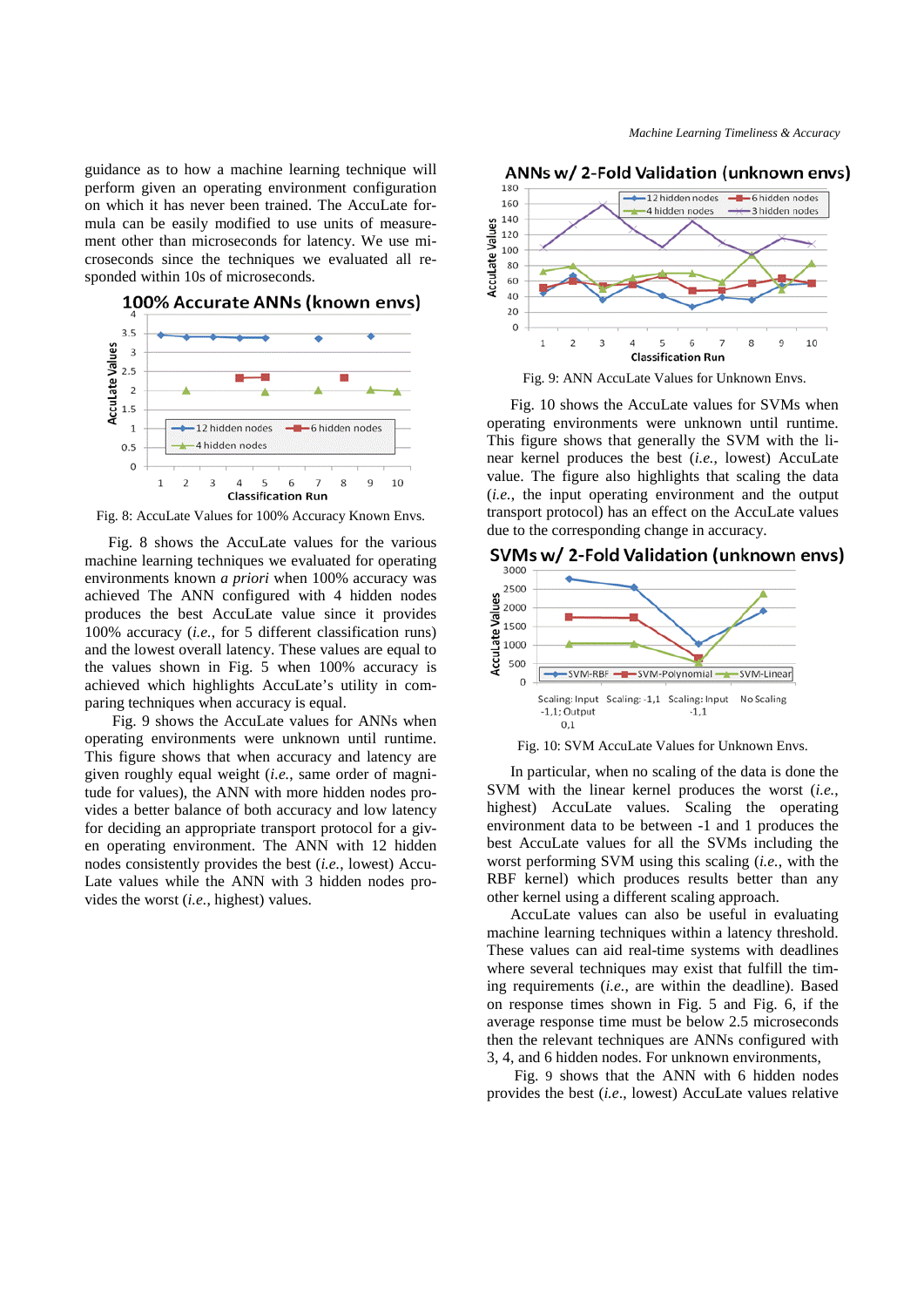guidance as to how a machine learning technique will perform given an operating environment configuration on which it has never been trained. The AccuLate formula can be easily modified to use units of measurement other than microseconds for latency. We use microseconds since the techniques we evaluated all responded within 10s of microseconds.

Fig. 8: AccuLate Values for 100% Accuracy Known Envs.

Fig. 8 shows the AccuLate values for the various machine learning techniques we evaluated for operating environments known *a priori* when 100% accuracy was achieved The ANN configured with 4 hidden nodes produces the best AccuLate value since it provides 100% accuracy (*i.e.*, for 5 different classification runs) and the lowest overall latency. These values are equal to the values shown in Fig. 5 when 100% accuracy is achieved which highlights AccuLate's utility in comparing techniques when accuracy is equal.

Fig. 9 shows the AccuLate values for ANNs when operating environments were unknown until runtime. This figure shows that when accuracy and latency are given roughly equal weight (*i.e.*, same order of magnitude for values), the ANN with more hidden nodes provides a better balance of both accuracy and low latency for deciding an appropriate transport protocol for a given operating environment. The ANN with 12 hidden nodes consistently provides the best (*i.e.*, lowest) AccuLate values while the ANN with 3 hidden nodes provides the worst (*i.e.*, highest) values.

Fig. 9: ANN AccuLate Values for Unknown Envs.

Fig. 10 shows the AccuLate values for SVMs when operating environments were unknown until runtime. This figure shows that generally the SVM with the linear kernel produces the best (*i.e.*, lowest) AccuLate value. The figure also highlights that scaling the data (*i.e.*, the input operating environment and the output transport protocol) has an effect on the AccuLate values due to the corresponding change in accuracy.

Fig. 10: SVM AccuLate Values for Unknown Envs.

In particular, when no scaling of the data is done the SVM with the linear kernel produces the worst (*i.e.*, highest) AccuLate values. Scaling the operating environment data to be between -1 and 1 produces the best AccuLate values for all the SVMs including the worst performing SVM using this scaling (*i.e.*, with the RBF kernel) which produces results better than any other kernel using a different scaling approach.

AccuLate values can also be useful in evaluating machine learning techniques within a latency threshold. These values can aid real-time systems with deadlines where several techniques may exist that fulfill the timing requirements (*i.e.*, are within the deadline). Based on response times shown in Fig. 5 and Fig. 6, if the average response time must be below 2.5 microseconds then the relevant techniques are ANNs configured with 3, 4, and 6 hidden nodes. For unknown environments,

Fig. 9 shows that the ANN with 6 hidden nodes provides the best (*i.e*., lowest) AccuLate values relative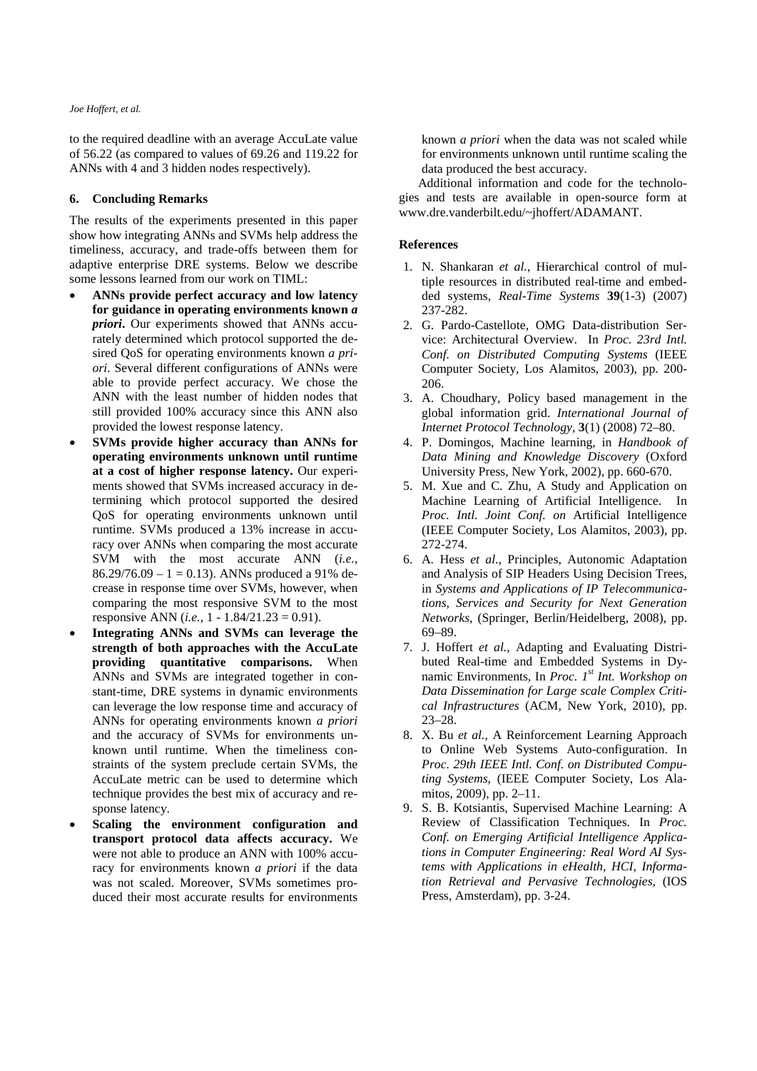to the required deadline with an average AccuLate value of 56.22 (as compared to values of 69.26 and 119.22 for ANNs with 4 and 3 hidden nodes respectively).

### 6. Concluding Remarks

The results of the experiments presented in this paper show how integrating ANNs and SVMs help address the timeliness, accuracy, and trade-offs between them for adaptive enterprise DRE systems. Below we describe some lessons learned from our work on TIML:

- **ANNs provide perfect accuracy and low latency for guidance in operating environments known *a priori*.** Our experiments showed that ANNs accurately determined which protocol supported the desired QoS for operating environments known *a priori*. Several different configurations of ANNs were able to provide perfect accuracy. We chose the ANN with the least number of hidden nodes that still provided 100% accuracy since this ANN also provided the lowest response latency.
- **SVMs provide higher accuracy than ANNs for operating environments unknown until runtime at a cost of higher response latency.** Our experiments showed that SVMs increased accuracy in determining which protocol supported the desired QoS for operating environments unknown until runtime. SVMs produced a 13% increase in accuracy over ANNs when comparing the most accurate SVM with the most accurate ANN (*i.e.*, $86.29/76.09 - 1 = 0.13$). ANNs produced a 91% decrease in response time over SVMs, however, when comparing the most responsive SVM to the most responsive ANN (*i.e.*, $1 - 1.84/21.23 = 0.91$).
- **Integrating ANNs and SVMs can leverage the strength of both approaches with the AccuLate providing quantitative comparisons.** When ANNs and SVMs are integrated together in constant-time, DRE systems in dynamic environments can leverage the low response time and accuracy of ANNs for operating environments known *a priori* and the accuracy of SVMs for environments unknown until runtime. When the timeliness constraints of the system preclude certain SVMs, the AccuLate metric can be used to determine which technique provides the best mix of accuracy and response latency.
- **Scaling the environment configuration and transport protocol data affects accuracy.** We were not able to produce an ANN with 100% accuracy for environments known *a priori* if the data was not scaled. Moreover, SVMs sometimes produced their most accurate results for environments known *a priori* when the data was not scaled while for environments unknown until runtime scaling the data produced the best accuracy.

Additional information and code for the technologies and tests are available in open-source form at www.dre.vanderbilt.edu/~jhoffert/ADAMANT.

### References

1. N. Shankaran *et al.*, Hierarchical control of multiple resources in distributed real-time and embedded systems, *Real-Time Systems* **39**(1-3) (2007) 237-282.
2. G. Pardo-Castellote, OMG Data-distribution Service: Architectural Overview. In *Proc. 23rd Intl. Conf. on Distributed Computing Systems* (IEEE Computer Society, Los Alamitos, 2003), pp. 200-206.
3. A. Choudhary, Policy based management in the global information grid. *International Journal of Internet Protocol Technology*, **3**(1) (2008) 72–80.
4. P. Domingos, Machine learning, in *Handbook of Data Mining and Knowledge Discovery* (Oxford University Press, New York, 2002), pp. 660-670.
5. M. Xue and C. Zhu, A Study and Application on Machine Learning of Artificial Intelligence. In *Proc. Intl. Joint Conf. on* Artificial Intelligence (IEEE Computer Society, Los Alamitos, 2003), pp. 272-274.
6. A. Hess *et al.*, Principles, Autonomic Adaptation and Analysis of SIP Headers Using Decision Trees, in *Systems and Applications of IP Telecommunications, Services and Security for Next Generation Networks*, (Springer, Berlin/Heidelberg, 2008), pp. 69–89.
7. J. Hoffert *et al.*, Adapting and Evaluating Distributed Real-time and Embedded Systems in Dynamic Environments, In *Proc. 1st Int. Workshop on Data Dissemination for Large scale Complex Critical Infrastructures* (ACM, New York, 2010), pp. 23–28.
8. X. Bu *et al.*, A Reinforcement Learning Approach to Online Web Systems Auto-configuration. In *Proc. 29th IEEE Intl. Conf. on Distributed Computing Systems*, (IEEE Computer Society, Los Alamitos, 2009), pp. 2–11.
9. S. B. Kotsiantis, Supervised Machine Learning: A Review of Classification Techniques. In *Proc. Conf. on Emerging Artificial Intelligence Applications in Computer Engineering: Real Word AI Systems with Applications in eHealth, HCI, Information Retrieval and Pervasive Technologies*, (IOS Press, Amsterdam), pp. 3-24.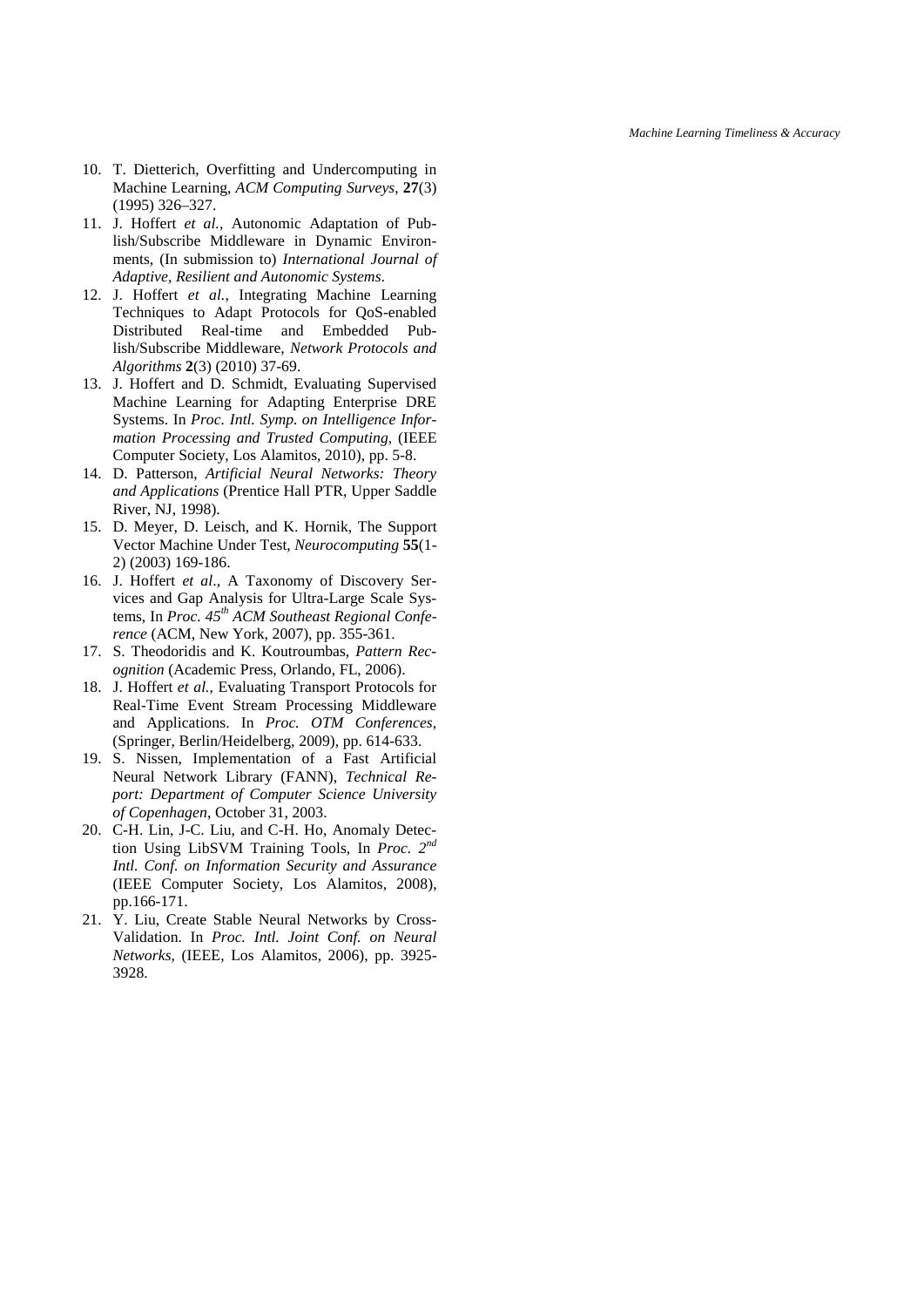10. T. Dietterich, Overfitting and Undercomputing in Machine Learning, *ACM Computing Surveys*, **27**(3) (1995) 326–327.
11. J. Hoffert *et al.*, Autonomic Adaptation of Publish/Subscribe Middleware in Dynamic Environments, (In submission to) *International Journal of Adaptive, Resilient and Autonomic Systems.*
12. J. Hoffert *et al.*, Integrating Machine Learning Techniques to Adapt Protocols for QoS-enabled Distributed Real-time and Embedded Publish/Subscribe Middleware, *Network Protocols and Algorithms* **2**(3) (2010) 37-69.
13. J. Hoffert and D. Schmidt, Evaluating Supervised Machine Learning for Adapting Enterprise DRE Systems. In *Proc. Intl. Symp. on Intelligence Information Processing and Trusted Computing*, (IEEE Computer Society, Los Alamitos, 2010), pp. 5-8.
14. D. Patterson, *Artificial Neural Networks: Theory and Applications* (Prentice Hall PTR, Upper Saddle River, NJ, 1998).
15. D. Meyer, D. Leisch, and K. Hornik, The Support Vector Machine Under Test, *Neurocomputing* **55**(1-2) (2003) 169-186.
16. J. Hoffert *et al*., A Taxonomy of Discovery Services and Gap Analysis for Ultra-Large Scale Systems, In *Proc. 45th ACM Southeast Regional Conference* (ACM, New York, 2007), pp. 355-361.
17. S. Theodoridis and K. Koutroumbas, *Pattern Recognition* (Academic Press, Orlando, FL, 2006).
18. J. Hoffert *et al.*, Evaluating Transport Protocols for Real-Time Event Stream Processing Middleware and Applications. In *Proc. OTM Conferences*, (Springer, Berlin/Heidelberg, 2009), pp. 614-633.
19. S. Nissen, Implementation of a Fast Artificial Neural Network Library (FANN), *Technical Report: Department of Computer Science University of Copenhagen*, October 31, 2003.
20. C-H. Lin, J-C. Liu, and C-H. Ho, Anomaly Detection Using LibSVM Training Tools, In *Proc. 2nd Intl. Conf. on Information Security and Assurance* (IEEE Computer Society, Los Alamitos, 2008), pp.166-171.
21. Y. Liu, Create Stable Neural Networks by Cross-Validation. In *Proc. Intl. Joint Conf. on Neural Networks*, (IEEE, Los Alamitos, 2006), pp. 3925-3928.